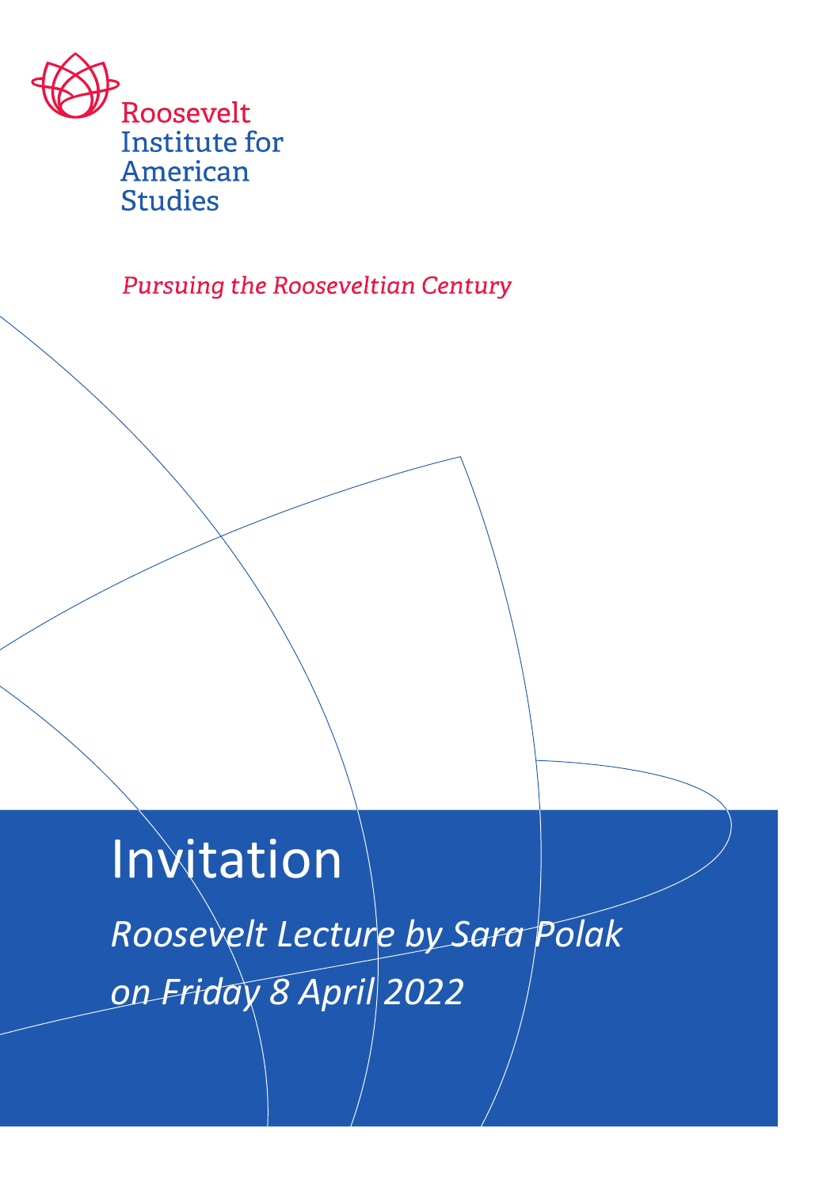Roosevelt Institute for American Studies

*Pursuing the Rooseveltian Century*

# Invitation

*Roosevelt Lecture by Sara Polak on Friday 8 April 2022*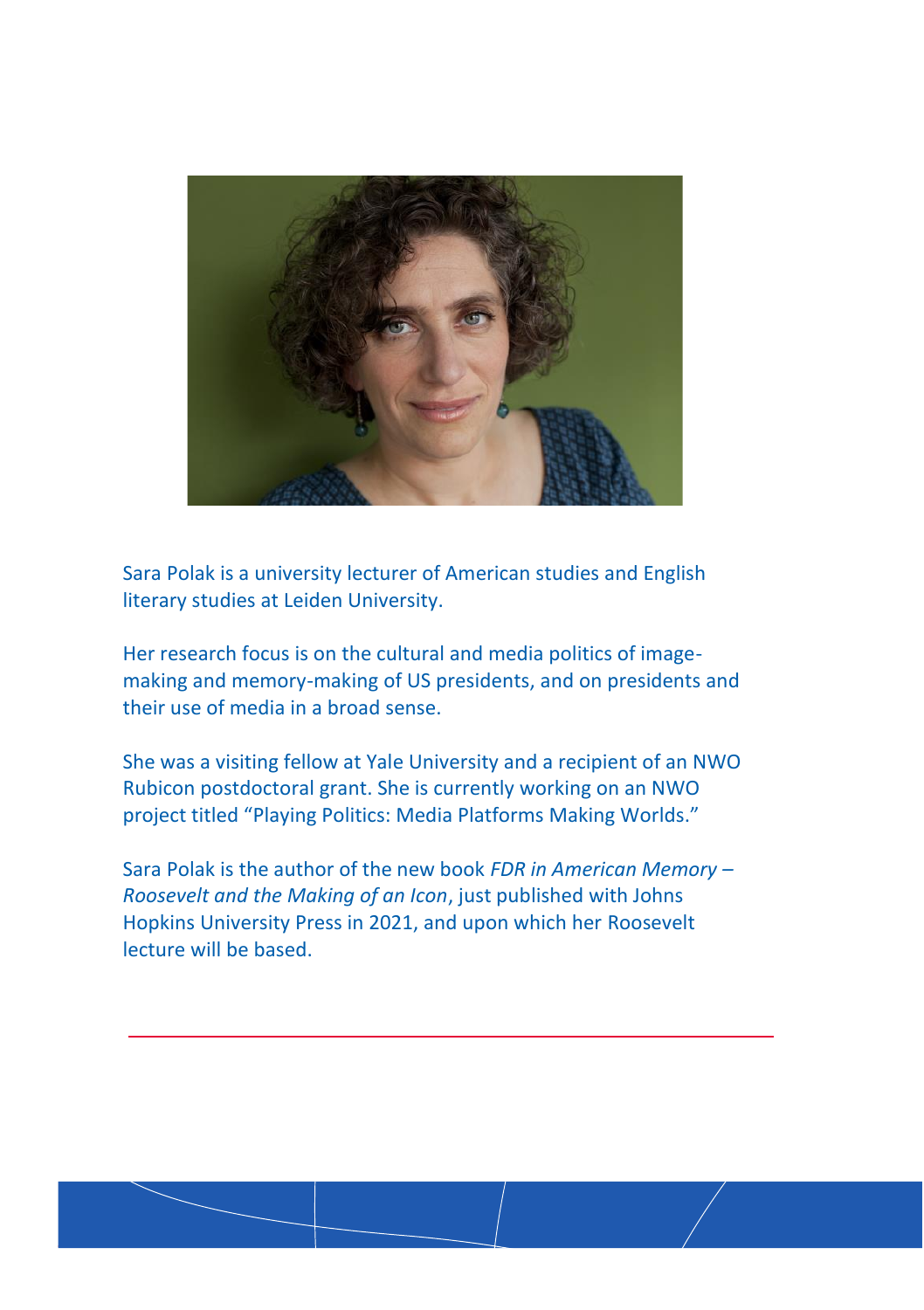Sara Polak is a university lecturer of American studies and English literary studies at Leiden University.

Her research focus is on the cultural and media politics of image-making and memory-making of US presidents, and on presidents and their use of media in a broad sense.

She was a visiting fellow at Yale University and a recipient of an NWO Rubicon postdoctoral grant. She is currently working on an NWO project titled “Playing Politics: Media Platforms Making Worlds.”

Sara Polak is the author of the new book *FDR in American Memory – Roosevelt and the Making of an Icon*, just published with Johns Hopkins University Press in 2021, and upon which her Roosevelt lecture will be based.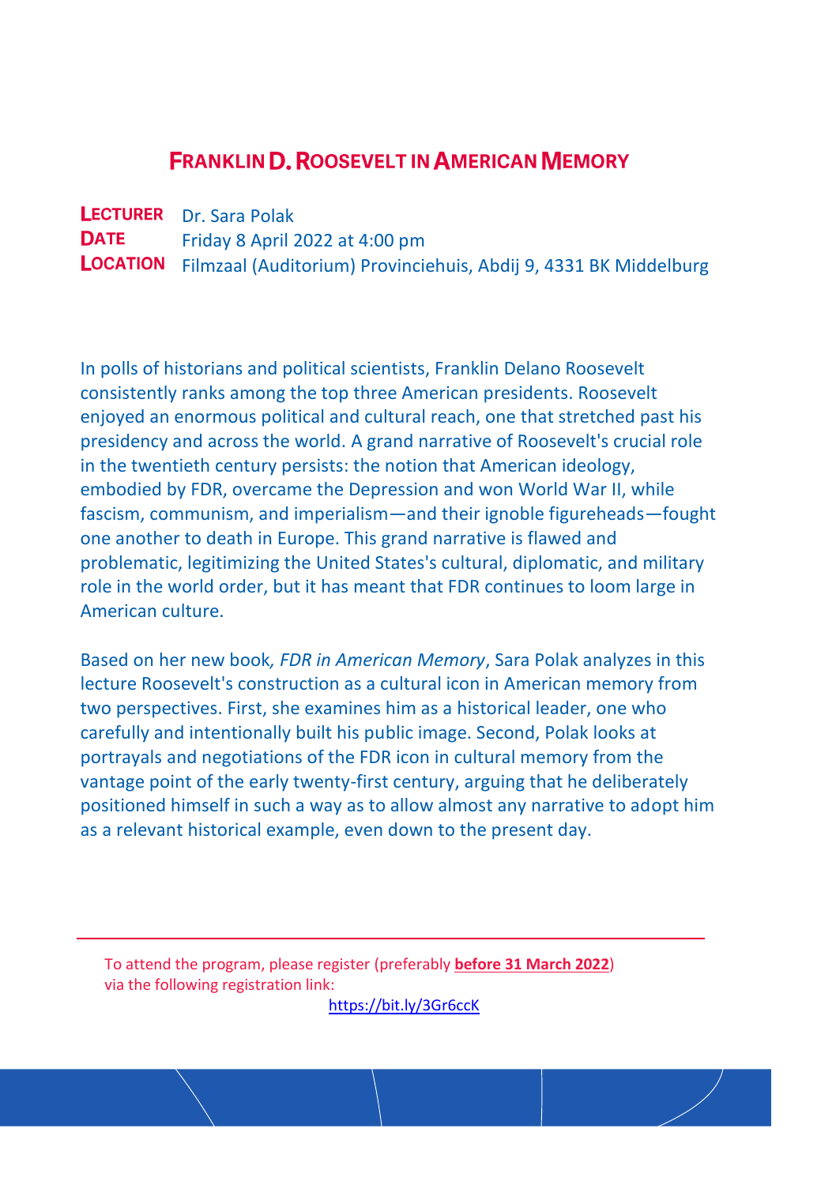# Franklin D. Roosevelt in American Memory

**Lecturer** Dr. Sara Polak
**Date** Friday 8 April 2022 at 4:00 pm
**Location** Filmzaal (Auditorium) Provinciehuis, Abdij 9, 4331 BK Middelburg

In polls of historians and political scientists, Franklin Delano Roosevelt consistently ranks among the top three American presidents. Roosevelt enjoyed an enormous political and cultural reach, one that stretched past his presidency and across the world. A grand narrative of Roosevelt's crucial role in the twentieth century persists: the notion that American ideology, embodied by FDR, overcame the Depression and won World War II, while fascism, communism, and imperialism—and their ignoble figureheads—fought one another to death in Europe. This grand narrative is flawed and problematic, legitimizing the United States's cultural, diplomatic, and military role in the world order, but it has meant that FDR continues to loom large in American culture.

Based on her new book*, FDR in American Memory*, Sara Polak analyzes in this lecture Roosevelt's construction as a cultural icon in American memory from two perspectives. First, she examines him as a historical leader, one who carefully and intentionally built his public image. Second, Polak looks at portrayals and negotiations of the FDR icon in cultural memory from the vantage point of the early twenty-first century, arguing that he deliberately positioned himself in such a way as to allow almost any narrative to adopt him as a relevant historical example, even down to the present day.

---

To attend the program, please register (preferably **before 31 March 2022**) via the following registration link:

https://bit.ly/3Gr6ccK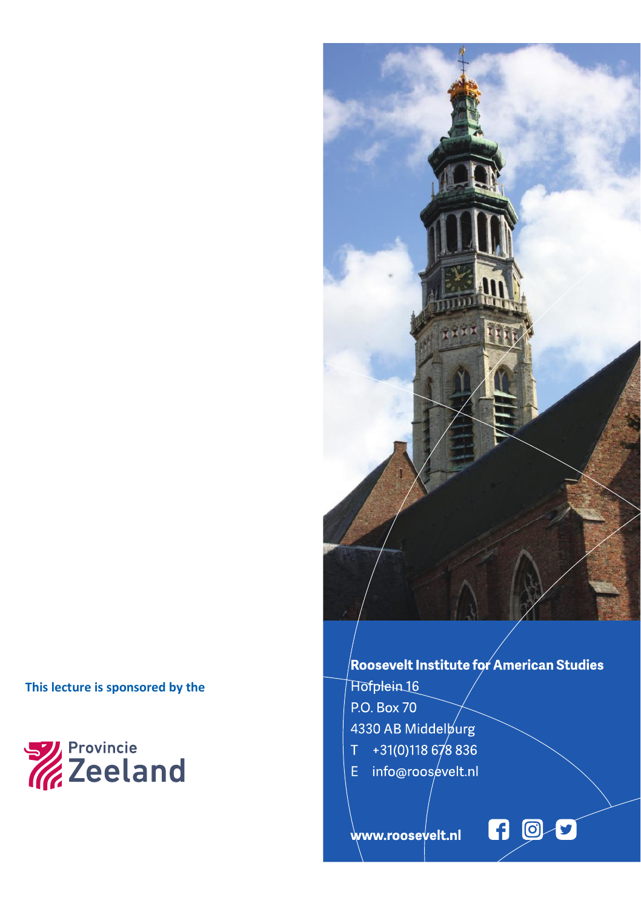This lecture is sponsored by the

Provincie Zeeland

**Roosevelt Institute for American Studies**

Hofplein 16
P.O. Box 70
4330 AB Middelburg
T +31(0)118 678 836
E info@roosevelt.nl

**www.roosevelt.nl**